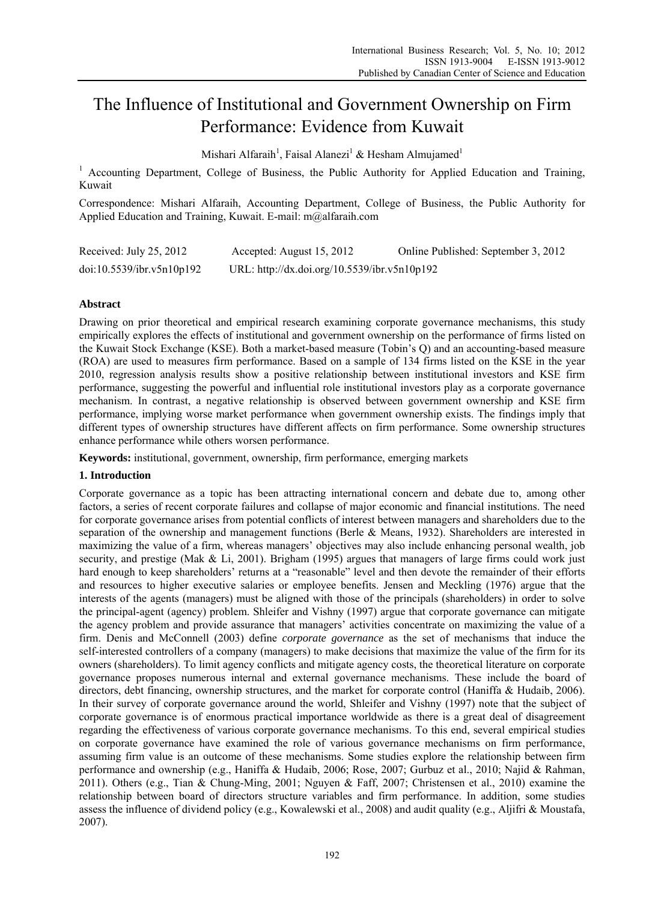# The Influence of Institutional and Government Ownership on Firm Performance: Evidence from Kuwait

Mishari Alfaraih[1], Faisal Alanezi[1] & Hesham Almujamed[1]

[1] Accounting Department, College of Business, the Public Authority for Applied Education and Training, Kuwait

Correspondence: Mishari Alfaraih, Accounting Department, College of Business, the Public Authority for Applied Education and Training, Kuwait. E-mail: m@alfaraih.com

Received: July 25, 2012 Accepted: August 15, 2012 Online Published: September 3, 2012

doi:10.5539/ibr.v5n10p192 URL: http://dx.doi.org/10.5539/ibr.v5n10p192

## Abstract

Drawing on prior theoretical and empirical research examining corporate governance mechanisms, this study empirically explores the effects of institutional and government ownership on the performance of firms listed on the Kuwait Stock Exchange (KSE). Both a market-based measure (Tobin's Q) and an accounting-based measure (ROA) are used to measures firm performance. Based on a sample of 134 firms listed on the KSE in the year 2010, regression analysis results show a positive relationship between institutional investors and KSE firm performance, suggesting the powerful and influential role institutional investors play as a corporate governance mechanism. In contrast, a negative relationship is observed between government ownership and KSE firm performance, implying worse market performance when government ownership exists. The findings imply that different types of ownership structures have different affects on firm performance. Some ownership structures enhance performance while others worsen performance.

**Keywords:** institutional, government, ownership, firm performance, emerging markets

## 1. Introduction

Corporate governance as a topic has been attracting international concern and debate due to, among other factors, a series of recent corporate failures and collapse of major economic and financial institutions. The need for corporate governance arises from potential conflicts of interest between managers and shareholders due to the separation of the ownership and management functions (Berle & Means, 1932). Shareholders are interested in maximizing the value of a firm, whereas managers' objectives may also include enhancing personal wealth, job security, and prestige (Mak & Li, 2001). Brigham (1995) argues that managers of large firms could work just hard enough to keep shareholders' returns at a "reasonable" level and then devote the remainder of their efforts and resources to higher executive salaries or employee benefits. Jensen and Meckling (1976) argue that the interests of the agents (managers) must be aligned with those of the principals (shareholders) in order to solve the principal-agent (agency) problem. Shleifer and Vishny (1997) argue that corporate governance can mitigate the agency problem and provide assurance that managers' activities concentrate on maximizing the value of a firm. Denis and McConnell (2003) define *corporate governance* as the set of mechanisms that induce the self-interested controllers of a company (managers) to make decisions that maximize the value of the firm for its owners (shareholders). To limit agency conflicts and mitigate agency costs, the theoretical literature on corporate governance proposes numerous internal and external governance mechanisms. These include the board of directors, debt financing, ownership structures, and the market for corporate control (Haniffa & Hudaib, 2006). In their survey of corporate governance around the world, Shleifer and Vishny (1997) note that the subject of corporate governance is of enormous practical importance worldwide as there is a great deal of disagreement regarding the effectiveness of various corporate governance mechanisms. To this end, several empirical studies on corporate governance have examined the role of various governance mechanisms on firm performance, assuming firm value is an outcome of these mechanisms. Some studies explore the relationship between firm performance and ownership (e.g., Haniffa & Hudaib, 2006; Rose, 2007; Gurbuz et al., 2010; Najid & Rahman, 2011). Others (e.g., Tian & Chung-Ming, 2001; Nguyen & Faff, 2007; Christensen et al., 2010) examine the relationship between board of directors structure variables and firm performance. In addition, some studies assess the influence of dividend policy (e.g., Kowalewski et al., 2008) and audit quality (e.g., Aljifri & Moustafa, 2007).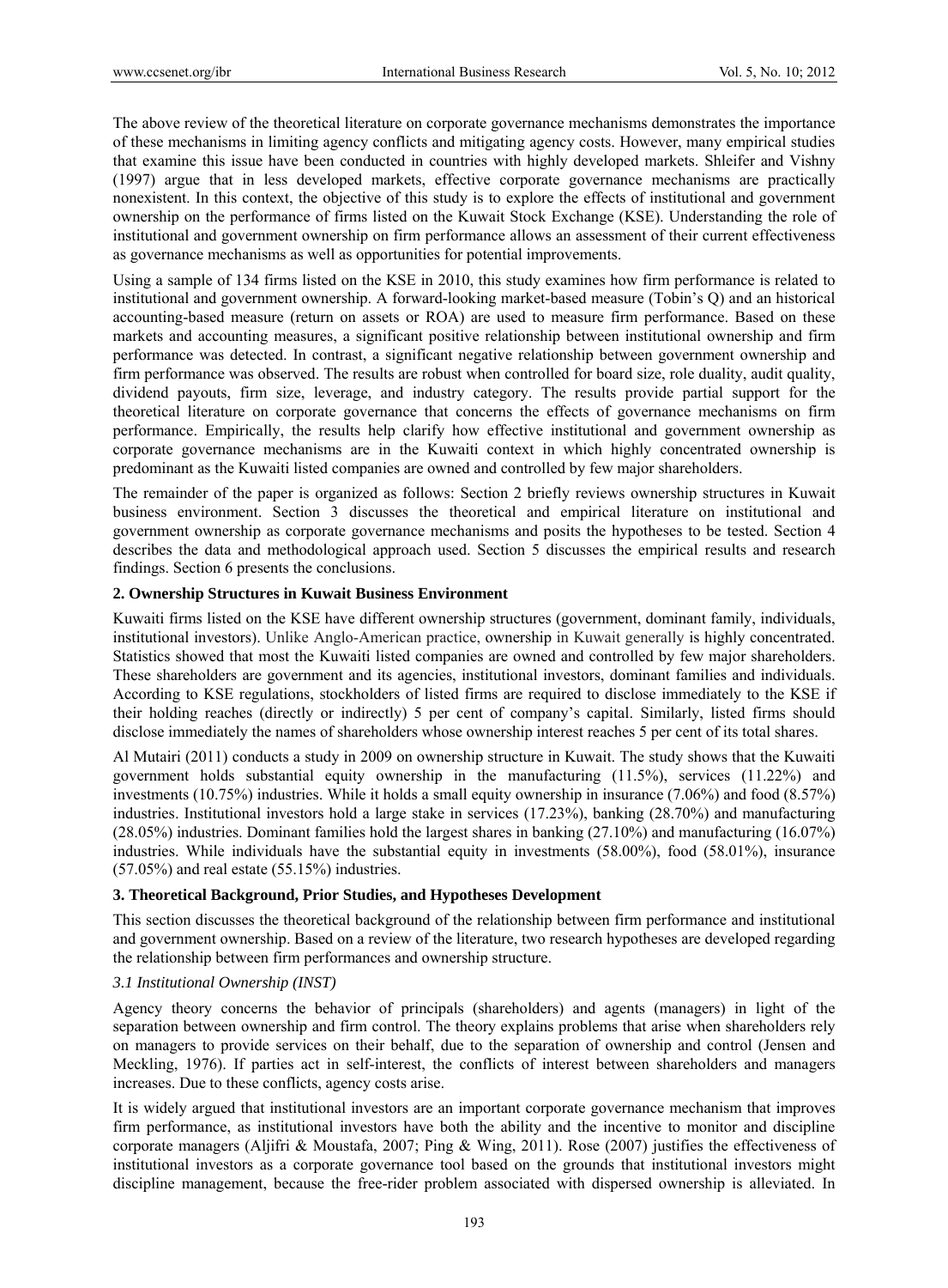The above review of the theoretical literature on corporate governance mechanisms demonstrates the importance of these mechanisms in limiting agency conflicts and mitigating agency costs. However, many empirical studies that examine this issue have been conducted in countries with highly developed markets. Shleifer and Vishny (1997) argue that in less developed markets, effective corporate governance mechanisms are practically nonexistent. In this context, the objective of this study is to explore the effects of institutional and government ownership on the performance of firms listed on the Kuwait Stock Exchange (KSE). Understanding the role of institutional and government ownership on firm performance allows an assessment of their current effectiveness as governance mechanisms as well as opportunities for potential improvements.

Using a sample of 134 firms listed on the KSE in 2010, this study examines how firm performance is related to institutional and government ownership. A forward-looking market-based measure (Tobin's Q) and an historical accounting-based measure (return on assets or ROA) are used to measure firm performance. Based on these markets and accounting measures, a significant positive relationship between institutional ownership and firm performance was detected. In contrast, a significant negative relationship between government ownership and firm performance was observed. The results are robust when controlled for board size, role duality, audit quality, dividend payouts, firm size, leverage, and industry category. The results provide partial support for the theoretical literature on corporate governance that concerns the effects of governance mechanisms on firm performance. Empirically, the results help clarify how effective institutional and government ownership as corporate governance mechanisms are in the Kuwaiti context in which highly concentrated ownership is predominant as the Kuwaiti listed companies are owned and controlled by few major shareholders.

The remainder of the paper is organized as follows: Section 2 briefly reviews ownership structures in Kuwait business environment. Section 3 discusses the theoretical and empirical literature on institutional and government ownership as corporate governance mechanisms and posits the hypotheses to be tested. Section 4 describes the data and methodological approach used. Section 5 discusses the empirical results and research findings. Section 6 presents the conclusions.

## 2. Ownership Structures in Kuwait Business Environment

Kuwaiti firms listed on the KSE have different ownership structures (government, dominant family, individuals, institutional investors). Unlike Anglo-American practice, ownership in Kuwait generally is highly concentrated. Statistics showed that most the Kuwaiti listed companies are owned and controlled by few major shareholders. These shareholders are government and its agencies, institutional investors, dominant families and individuals. According to KSE regulations, stockholders of listed firms are required to disclose immediately to the KSE if their holding reaches (directly or indirectly) 5 per cent of company's capital. Similarly, listed firms should disclose immediately the names of shareholders whose ownership interest reaches 5 per cent of its total shares.

Al Mutairi (2011) conducts a study in 2009 on ownership structure in Kuwait. The study shows that the Kuwaiti government holds substantial equity ownership in the manufacturing (11.5%), services (11.22%) and investments (10.75%) industries. While it holds a small equity ownership in insurance (7.06%) and food (8.57%) industries. Institutional investors hold a large stake in services (17.23%), banking (28.70%) and manufacturing (28.05%) industries. Dominant families hold the largest shares in banking (27.10%) and manufacturing (16.07%) industries. While individuals have the substantial equity in investments (58.00%), food (58.01%), insurance (57.05%) and real estate (55.15%) industries.

## 3. Theoretical Background, Prior Studies, and Hypotheses Development

This section discusses the theoretical background of the relationship between firm performance and institutional and government ownership. Based on a review of the literature, two research hypotheses are developed regarding the relationship between firm performances and ownership structure.

### *3.1 Institutional Ownership (INST)*

Agency theory concerns the behavior of principals (shareholders) and agents (managers) in light of the separation between ownership and firm control. The theory explains problems that arise when shareholders rely on managers to provide services on their behalf, due to the separation of ownership and control (Jensen and Meckling, 1976). If parties act in self-interest, the conflicts of interest between shareholders and managers increases. Due to these conflicts, agency costs arise.

It is widely argued that institutional investors are an important corporate governance mechanism that improves firm performance, as institutional investors have both the ability and the incentive to monitor and discipline corporate managers (Aljifri & Moustafa, 2007; Ping & Wing, 2011). Rose (2007) justifies the effectiveness of institutional investors as a corporate governance tool based on the grounds that institutional investors might discipline management, because the free-rider problem associated with dispersed ownership is alleviated. In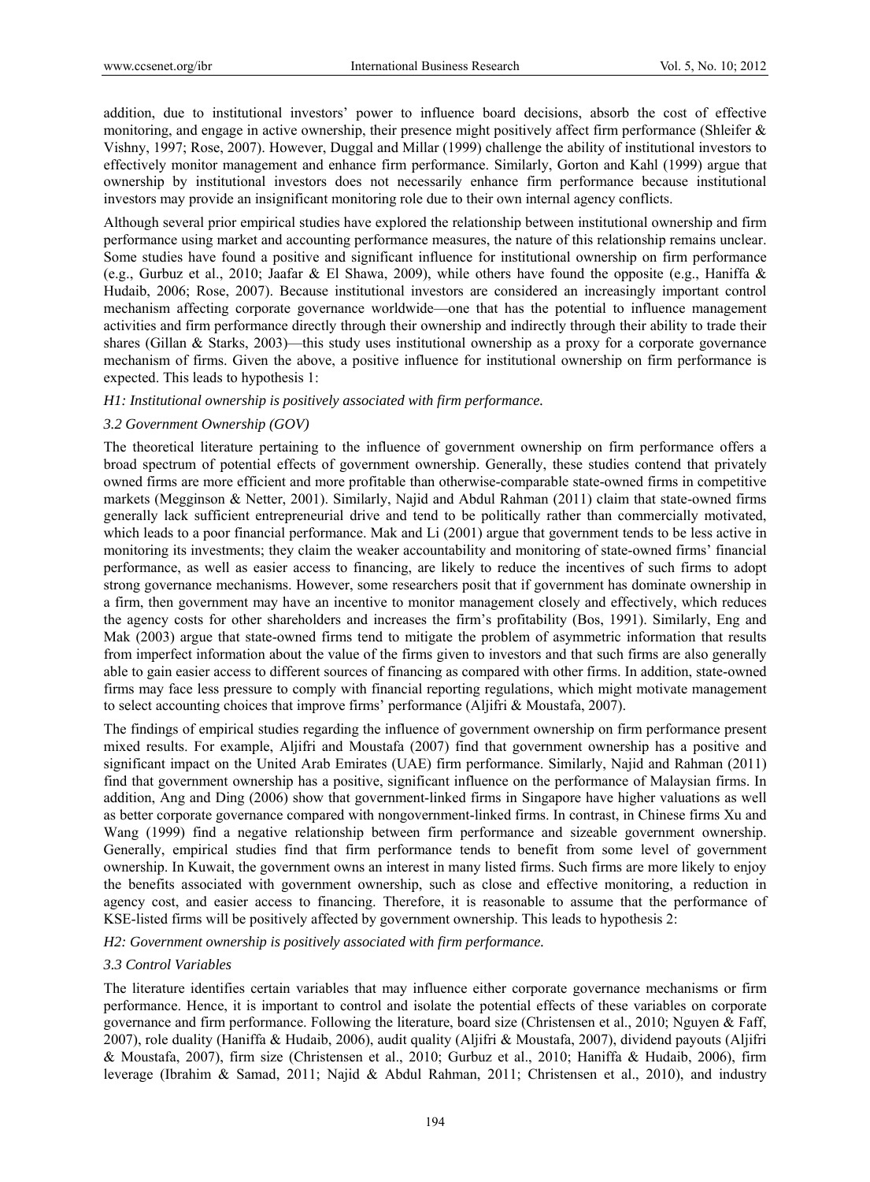addition, due to institutional investors' power to influence board decisions, absorb the cost of effective monitoring, and engage in active ownership, their presence might positively affect firm performance (Shleifer & Vishny, 1997; Rose, 2007). However, Duggal and Millar (1999) challenge the ability of institutional investors to effectively monitor management and enhance firm performance. Similarly, Gorton and Kahl (1999) argue that ownership by institutional investors does not necessarily enhance firm performance because institutional investors may provide an insignificant monitoring role due to their own internal agency conflicts.

Although several prior empirical studies have explored the relationship between institutional ownership and firm performance using market and accounting performance measures, the nature of this relationship remains unclear. Some studies have found a positive and significant influence for institutional ownership on firm performance (e.g., Gurbuz et al., 2010; Jaafar & El Shawa, 2009), while others have found the opposite (e.g., Haniffa & Hudaib, 2006; Rose, 2007). Because institutional investors are considered an increasingly important control mechanism affecting corporate governance worldwide—one that has the potential to influence management activities and firm performance directly through their ownership and indirectly through their ability to trade their shares (Gillan & Starks, 2003)—this study uses institutional ownership as a proxy for a corporate governance mechanism of firms. Given the above, a positive influence for institutional ownership on firm performance is expected. This leads to hypothesis 1:

*H1: Institutional ownership is positively associated with firm performance.*

### 3.2 Government Ownership (GOV)

The theoretical literature pertaining to the influence of government ownership on firm performance offers a broad spectrum of potential effects of government ownership. Generally, these studies contend that privately owned firms are more efficient and more profitable than otherwise-comparable state-owned firms in competitive markets (Megginson & Netter, 2001). Similarly, Najid and Abdul Rahman (2011) claim that state-owned firms generally lack sufficient entrepreneurial drive and tend to be politically rather than commercially motivated, which leads to a poor financial performance. Mak and Li (2001) argue that government tends to be less active in monitoring its investments; they claim the weaker accountability and monitoring of state-owned firms' financial performance, as well as easier access to financing, are likely to reduce the incentives of such firms to adopt strong governance mechanisms. However, some researchers posit that if government has dominate ownership in a firm, then government may have an incentive to monitor management closely and effectively, which reduces the agency costs for other shareholders and increases the firm's profitability (Bos, 1991). Similarly, Eng and Mak (2003) argue that state-owned firms tend to mitigate the problem of asymmetric information that results from imperfect information about the value of the firms given to investors and that such firms are also generally able to gain easier access to different sources of financing as compared with other firms. In addition, state-owned firms may face less pressure to comply with financial reporting regulations, which might motivate management to select accounting choices that improve firms' performance (Aljifri & Moustafa, 2007).

The findings of empirical studies regarding the influence of government ownership on firm performance present mixed results. For example, Aljifri and Moustafa (2007) find that government ownership has a positive and significant impact on the United Arab Emirates (UAE) firm performance. Similarly, Najid and Rahman (2011) find that government ownership has a positive, significant influence on the performance of Malaysian firms. In addition, Ang and Ding (2006) show that government-linked firms in Singapore have higher valuations as well as better corporate governance compared with nongovernment-linked firms. In contrast, in Chinese firms Xu and Wang (1999) find a negative relationship between firm performance and sizeable government ownership. Generally, empirical studies find that firm performance tends to benefit from some level of government ownership. In Kuwait, the government owns an interest in many listed firms. Such firms are more likely to enjoy the benefits associated with government ownership, such as close and effective monitoring, a reduction in agency cost, and easier access to financing. Therefore, it is reasonable to assume that the performance of KSE-listed firms will be positively affected by government ownership. This leads to hypothesis 2:

*H2: Government ownership is positively associated with firm performance.*

### 3.3 Control Variables

The literature identifies certain variables that may influence either corporate governance mechanisms or firm performance. Hence, it is important to control and isolate the potential effects of these variables on corporate governance and firm performance. Following the literature, board size (Christensen et al., 2010; Nguyen & Faff, 2007), role duality (Haniffa & Hudaib, 2006), audit quality (Aljifri & Moustafa, 2007), dividend payouts (Aljifri & Moustafa, 2007), firm size (Christensen et al., 2010; Gurbuz et al., 2010; Haniffa & Hudaib, 2006), firm leverage (Ibrahim & Samad, 2011; Najid & Abdul Rahman, 2011; Christensen et al., 2010), and industry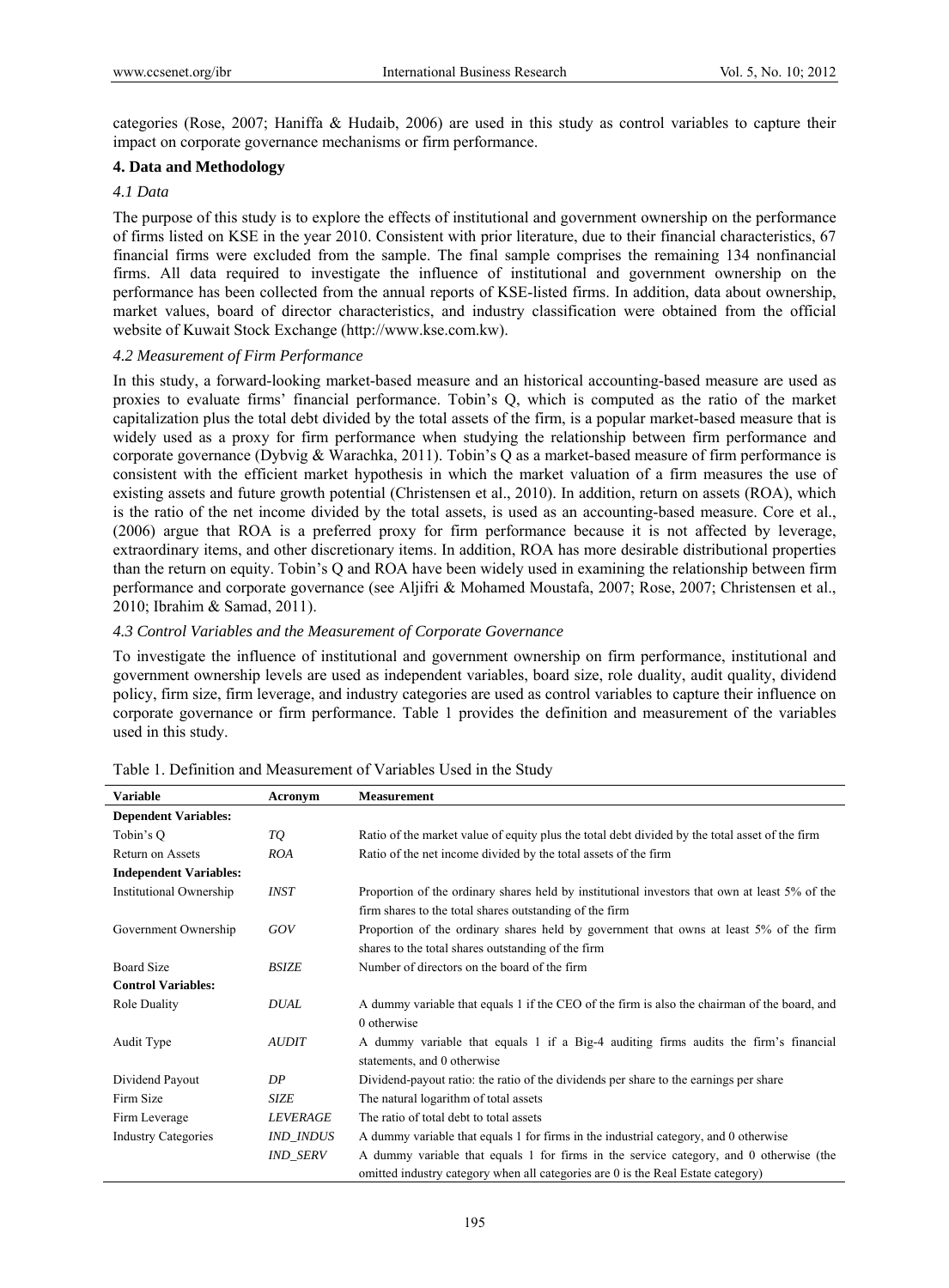categories (Rose, 2007; Haniffa & Hudaib, 2006) are used in this study as control variables to capture their impact on corporate governance mechanisms or firm performance.

## 4. Data and Methodology

### 4.1 Data

The purpose of this study is to explore the effects of institutional and government ownership on the performance of firms listed on KSE in the year 2010. Consistent with prior literature, due to their financial characteristics, 67 financial firms were excluded from the sample. The final sample comprises the remaining 134 nonfinancial firms. All data required to investigate the influence of institutional and government ownership on the performance has been collected from the annual reports of KSE-listed firms. In addition, data about ownership, market values, board of director characteristics, and industry classification were obtained from the official website of Kuwait Stock Exchange (http://www.kse.com.kw).

### 4.2 Measurement of Firm Performance

In this study, a forward-looking market-based measure and an historical accounting-based measure are used as proxies to evaluate firms' financial performance. Tobin's Q, which is computed as the ratio of the market capitalization plus the total debt divided by the total assets of the firm, is a popular market-based measure that is widely used as a proxy for firm performance when studying the relationship between firm performance and corporate governance (Dybvig & Warachka, 2011). Tobin's Q as a market-based measure of firm performance is consistent with the efficient market hypothesis in which the market valuation of a firm measures the use of existing assets and future growth potential (Christensen et al., 2010). In addition, return on assets (ROA), which is the ratio of the net income divided by the total assets, is used as an accounting-based measure. Core et al., (2006) argue that ROA is a preferred proxy for firm performance because it is not affected by leverage, extraordinary items, and other discretionary items. In addition, ROA has more desirable distributional properties than the return on equity. Tobin's Q and ROA have been widely used in examining the relationship between firm performance and corporate governance (see Aljifri & Mohamed Moustafa, 2007; Rose, 2007; Christensen et al., 2010; Ibrahim & Samad, 2011).

### 4.3 Control Variables and the Measurement of Corporate Governance

To investigate the influence of institutional and government ownership on firm performance, institutional and government ownership levels are used as independent variables, board size, role duality, audit quality, dividend policy, firm size, firm leverage, and industry categories are used as control variables to capture their influence on corporate governance or firm performance. Table 1 provides the definition and measurement of the variables used in this study.

Table 1. Definition and Measurement of Variables Used in the Study

| Variable | Acronym | Measurement |
|---|---|---|
| **Dependent Variables:** | | |
| Tobin's Q | *TQ* | Ratio of the market value of equity plus the total debt divided by the total asset of the firm |
| Return on Assets | *ROA* | Ratio of the net income divided by the total assets of the firm |
| **Independent Variables:** | | |
| Institutional Ownership | *INST* | Proportion of the ordinary shares held by institutional investors that own at least 5% of the firm shares to the total shares outstanding of the firm |
| Government Ownership | *GOV* | Proportion of the ordinary shares held by government that owns at least 5% of the firm shares to the total shares outstanding of the firm |
| Board Size | *BSIZE* | Number of directors on the board of the firm |
| **Control Variables:** | | |
| Role Duality | *DUAL* | A dummy variable that equals 1 if the CEO of the firm is also the chairman of the board, and 0 otherwise |
| Audit Type | *AUDIT* | A dummy variable that equals 1 if a Big-4 auditing firms audits the firm's financial statements, and 0 otherwise |
| Dividend Payout | *DP* | Dividend-payout ratio: the ratio of the dividends per share to the earnings per share |
| Firm Size | *SIZE* | The natural logarithm of total assets |
| Firm Leverage | *LEVERAGE* | The ratio of total debt to total assets |
| Industry Categories | *IND_INDUS* | A dummy variable that equals 1 for firms in the industrial category, and 0 otherwise |
| | *IND_SERV* | A dummy variable that equals 1 for firms in the service category, and 0 otherwise (the omitted industry category when all categories are 0 is the Real Estate category) |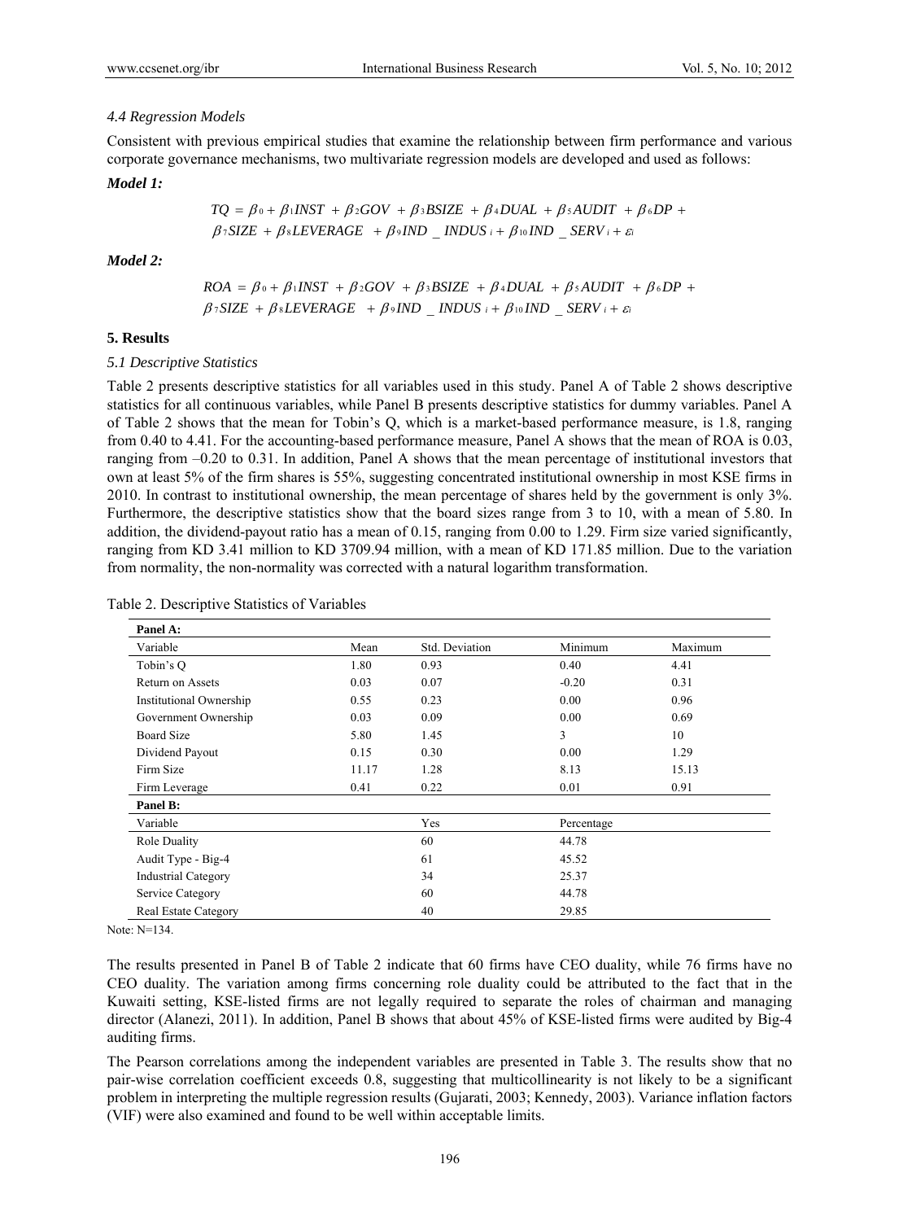### *4.4 Regression Models*

Consistent with previous empirical studies that examine the relationship between firm performance and various corporate governance mechanisms, two multivariate regression models are developed and used as follows:

***Model 1:***

$$TQ = \beta_0 + \beta_1 INST + \beta_2 GOV + \beta_3 BSIZE + \beta_4 DUAL + \beta_5 AUDIT + \beta_6 DP +$$
$$\beta_7 SIZE + \beta_8 LEVERAGE + \beta_9 IND\_INDUS_i + \beta_{10} IND\_SERV_i + \varepsilon_i$$

***Model 2:***

$$ROA = \beta_0 + \beta_1 INST + \beta_2 GOV + \beta_3 BSIZE + \beta_4 DUAL + \beta_5 AUDIT + \beta_6 DP +$$
$$\beta_7 SIZE + \beta_8 LEVERAGE + \beta_9 IND\_INDUS_i + \beta_{10} IND\_SERV_i + \varepsilon_i$$

## 5. Results

### *5.1 Descriptive Statistics*

Table 2 presents descriptive statistics for all variables used in this study. Panel A of Table 2 shows descriptive statistics for all continuous variables, while Panel B presents descriptive statistics for dummy variables. Panel A of Table 2 shows that the mean for Tobin's Q, which is a market-based performance measure, is 1.8, ranging from 0.40 to 4.41. For the accounting-based performance measure, Panel A shows that the mean of ROA is 0.03, ranging from –0.20 to 0.31. In addition, Panel A shows that the mean percentage of institutional investors that own at least 5% of the firm shares is 55%, suggesting concentrated institutional ownership in most KSE firms in 2010. In contrast to institutional ownership, the mean percentage of shares held by the government is only 3%. Furthermore, the descriptive statistics show that the board sizes range from 3 to 10, with a mean of 5.80. In addition, the dividend-payout ratio has a mean of 0.15, ranging from 0.00 to 1.29. Firm size varied significantly, ranging from KD 3.41 million to KD 3709.94 million, with a mean of KD 171.85 million. Due to the variation from normality, the non-normality was corrected with a natural logarithm transformation.

Table 2. Descriptive Statistics of Variables

| **Panel A:** | | | | |
|---|---|---|---|---|
| Variable | Mean | Std. Deviation | Minimum | Maximum |
| Tobin's Q | 1.80 | 0.93 | 0.40 | 4.41 |
| Return on Assets | 0.03 | 0.07 | -0.20 | 0.31 |
| Institutional Ownership | 0.55 | 0.23 | 0.00 | 0.96 |
| Government Ownership | 0.03 | 0.09 | 0.00 | 0.69 |
| Board Size | 5.80 | 1.45 | 3 | 10 |
| Dividend Payout | 0.15 | 0.30 | 0.00 | 1.29 |
| Firm Size | 11.17 | 1.28 | 8.13 | 15.13 |
| Firm Leverage | 0.41 | 0.22 | 0.01 | 0.91 |
| **Panel B:** | | | | |
| Variable | | Yes | Percentage | |
| Role Duality | | 60 | 44.78 | |
| Audit Type - Big-4 | | 61 | 45.52 | |
| Industrial Category | | 34 | 25.37 | |
| Service Category | | 60 | 44.78 | |
| Real Estate Category | | 40 | 29.85 | |

Note: N=134.

The results presented in Panel B of Table 2 indicate that 60 firms have CEO duality, while 76 firms have no CEO duality. The variation among firms concerning role duality could be attributed to the fact that in the Kuwaiti setting, KSE-listed firms are not legally required to separate the roles of chairman and managing director (Alanezi, 2011). In addition, Panel B shows that about 45% of KSE-listed firms were audited by Big-4 auditing firms.

The Pearson correlations among the independent variables are presented in Table 3. The results show that no pair-wise correlation coefficient exceeds 0.8, suggesting that multicollinearity is not likely to be a significant problem in interpreting the multiple regression results (Gujarati, 2003; Kennedy, 2003). Variance inflation factors (VIF) were also examined and found to be well within acceptable limits.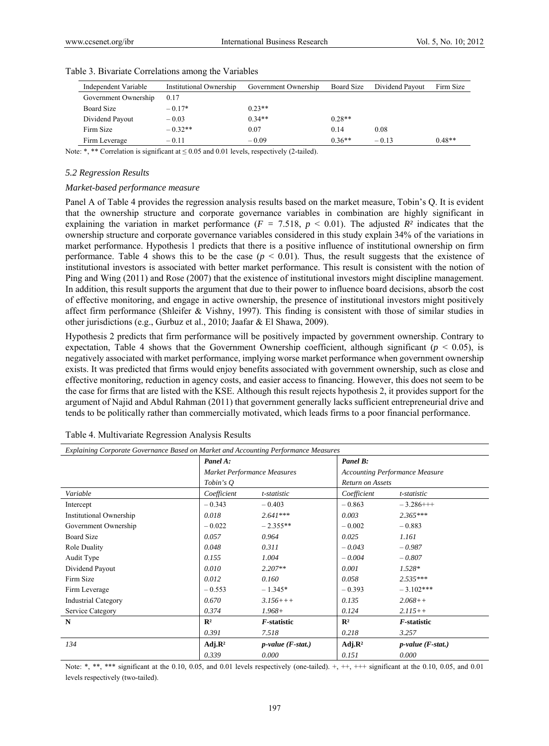Table 3. Bivariate Correlations among the Variables

| Independent Variable | Institutional Ownership | Government Ownership | Board Size | Dividend Payout | Firm Size |
|---|---|---|---|---|---|
| Government Ownership | 0.17 | | | | |
| Board Size | – 0.17* | 0.23** | | | |
| Dividend Payout | – 0.03 | 0.34** | 0.28** | | |
| Firm Size | – 0.32** | 0.07 | 0.14 | 0.08 | |
| Firm Leverage | – 0.11 | – 0.09 | 0.36** | – 0.13 | 0.48** |

Note: *, ** Correlation is significant at ≤ 0.05 and 0.01 levels, respectively (2-tailed).

### *5.2 Regression Results*

*Market-based performance measure*

Panel A of Table 4 provides the regression analysis results based on the market measure, Tobin's Q. It is evident that the ownership structure and corporate governance variables in combination are highly significant in explaining the variation in market performance ($F$ = 7.518, $p$ < 0.01). The adjusted $R^2$ indicates that the ownership structure and corporate governance variables considered in this study explain 34% of the variations in market performance. Hypothesis 1 predicts that there is a positive influence of institutional ownership on firm performance. Table 4 shows this to be the case ($p$ < 0.01). Thus, the result suggests that the existence of institutional investors is associated with better market performance. This result is consistent with the notion of Ping and Wing (2011) and Rose (2007) that the existence of institutional investors might discipline management. In addition, this result supports the argument that due to their power to influence board decisions, absorb the cost of effective monitoring, and engage in active ownership, the presence of institutional investors might positively affect firm performance (Shleifer & Vishny, 1997). This finding is consistent with those of similar studies in other jurisdictions (e.g., Gurbuz et al., 2010; Jaafar & El Shawa, 2009).

Hypothesis 2 predicts that firm performance will be positively impacted by government ownership. Contrary to expectation, Table 4 shows that the Government Ownership coefficient, although significant ($p$ < 0.05), is negatively associated with market performance, implying worse market performance when government ownership exists. It was predicted that firms would enjoy benefits associated with government ownership, such as close and effective monitoring, reduction in agency costs, and easier access to financing. However, this does not seem to be the case for firms that are listed with the KSE. Although this result rejects hypothesis 2, it provides support for the argument of Najid and Abdul Rahman (2011) that government generally lacks sufficient entrepreneurial drive and tends to be politically rather than commercially motivated, which leads firms to a poor financial performance.

Table 4. Multivariate Regression Analysis Results

| *Explaining Corporate Governance Based on Market and Accounting Performance Measures* | | | | |
|---|---|---|---|---|
| | ***Panel A:*** | | ***Panel B:*** | |
| | *Market Performance Measures* | | *Accounting Performance Measure* | |
| | *Tobin's Q* | | *Return on Assets* | |
| *Variable* | *Coefficient* | *t-statistic* | *Coefficient* | *t-statistic* |
| Intercept | – 0.343 | – 0.403 | – 0.863 | – 3.286+++ |
| Institutional Ownership | *0.018* | *2.641**** | *0.003* | *2.365**** |
| Government Ownership | – 0.022 | – 2.355** | – 0.002 | – 0.883 |
| Board Size | *0.057* | *0.964* | *0.025* | *1.161* |
| Role Duality | *0.048* | *0.311* | *– 0.043* | *– 0.987* |
| Audit Type | *0.155* | *1.004* | *– 0.004* | *– 0.807* |
| Dividend Payout | *0.010* | *2.207*** | *0.001* | *1.528** |
| Firm Size | *0.012* | *0.160* | *0.058* | *2.535**** |
| Firm Leverage | – 0.553 | – 1.345* | – 0.393 | – 3.102*** |
| Industrial Category | *0.670* | *3.156+++* | *0.135* | *2.068++* |
| Service Category | *0.374* | *1.968+* | *0.124* | *2.115++* |
| **N** | $R^2$ | ***F*-statistic** | $R^2$ | ***F*-statistic** |
| | *0.391* | *7.518* | *0.218* | *3.257* |
| *134* | **Adj.$R^2$** | ***p-value (F-stat.)*** | **Adj.$R^2$** | ***p-value (F-stat.)*** |
| | *0.339* | *0.000* | *0.151* | *0.000* |

Note: *, **, *** significant at the 0.10, 0.05, and 0.01 levels respectively (one-tailed). +, ++, +++ significant at the 0.10, 0.05, and 0.01 levels respectively (two-tailed).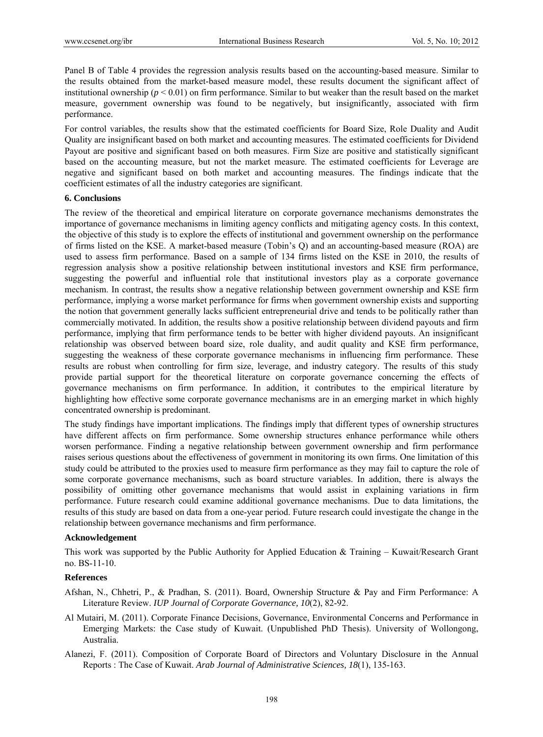Panel B of Table 4 provides the regression analysis results based on the accounting-based measure. Similar to the results obtained from the market-based measure model, these results document the significant affect of institutional ownership ($p < 0.01$) on firm performance. Similar to but weaker than the result based on the market measure, government ownership was found to be negatively, but insignificantly, associated with firm performance.

For control variables, the results show that the estimated coefficients for Board Size, Role Duality and Audit Quality are insignificant based on both market and accounting measures. The estimated coefficients for Dividend Payout are positive and significant based on both measures. Firm Size are positive and statistically significant based on the accounting measure, but not the market measure. The estimated coefficients for Leverage are negative and significant based on both market and accounting measures. The findings indicate that the coefficient estimates of all the industry categories are significant.

## 6. Conclusions

The review of the theoretical and empirical literature on corporate governance mechanisms demonstrates the importance of governance mechanisms in limiting agency conflicts and mitigating agency costs. In this context, the objective of this study is to explore the effects of institutional and government ownership on the performance of firms listed on the KSE. A market-based measure (Tobin's Q) and an accounting-based measure (ROA) are used to assess firm performance. Based on a sample of 134 firms listed on the KSE in 2010, the results of regression analysis show a positive relationship between institutional investors and KSE firm performance, suggesting the powerful and influential role that institutional investors play as a corporate governance mechanism. In contrast, the results show a negative relationship between government ownership and KSE firm performance, implying a worse market performance for firms when government ownership exists and supporting the notion that government generally lacks sufficient entrepreneurial drive and tends to be politically rather than commercially motivated. In addition, the results show a positive relationship between dividend payouts and firm performance, implying that firm performance tends to be better with higher dividend payouts. An insignificant relationship was observed between board size, role duality, and audit quality and KSE firm performance, suggesting the weakness of these corporate governance mechanisms in influencing firm performance. These results are robust when controlling for firm size, leverage, and industry category. The results of this study provide partial support for the theoretical literature on corporate governance concerning the effects of governance mechanisms on firm performance. In addition, it contributes to the empirical literature by highlighting how effective some corporate governance mechanisms are in an emerging market in which highly concentrated ownership is predominant.

The study findings have important implications. The findings imply that different types of ownership structures have different affects on firm performance. Some ownership structures enhance performance while others worsen performance. Finding a negative relationship between government ownership and firm performance raises serious questions about the effectiveness of government in monitoring its own firms. One limitation of this study could be attributed to the proxies used to measure firm performance as they may fail to capture the role of some corporate governance mechanisms, such as board structure variables. In addition, there is always the possibility of omitting other governance mechanisms that would assist in explaining variations in firm performance. Future research could examine additional governance mechanisms. Due to data limitations, the results of this study are based on data from a one-year period. Future research could investigate the change in the relationship between governance mechanisms and firm performance.

## Acknowledgement

This work was supported by the Public Authority for Applied Education & Training – Kuwait/Research Grant no. BS-11-10.

## References

Afshan, N., Chhetri, P., & Pradhan, S. (2011). Board, Ownership Structure & Pay and Firm Performance: A Literature Review. *IUP Journal of Corporate Governance, 10*(2), 82-92.

Al Mutairi, M. (2011). Corporate Finance Decisions, Governance, Environmental Concerns and Performance in Emerging Markets: the Case study of Kuwait. (Unpublished PhD Thesis). University of Wollongong, Australia.

Alanezi, F. (2011). Composition of Corporate Board of Directors and Voluntary Disclosure in the Annual Reports : The Case of Kuwait. *Arab Journal of Administrative Sciences, 18*(1), 135-163.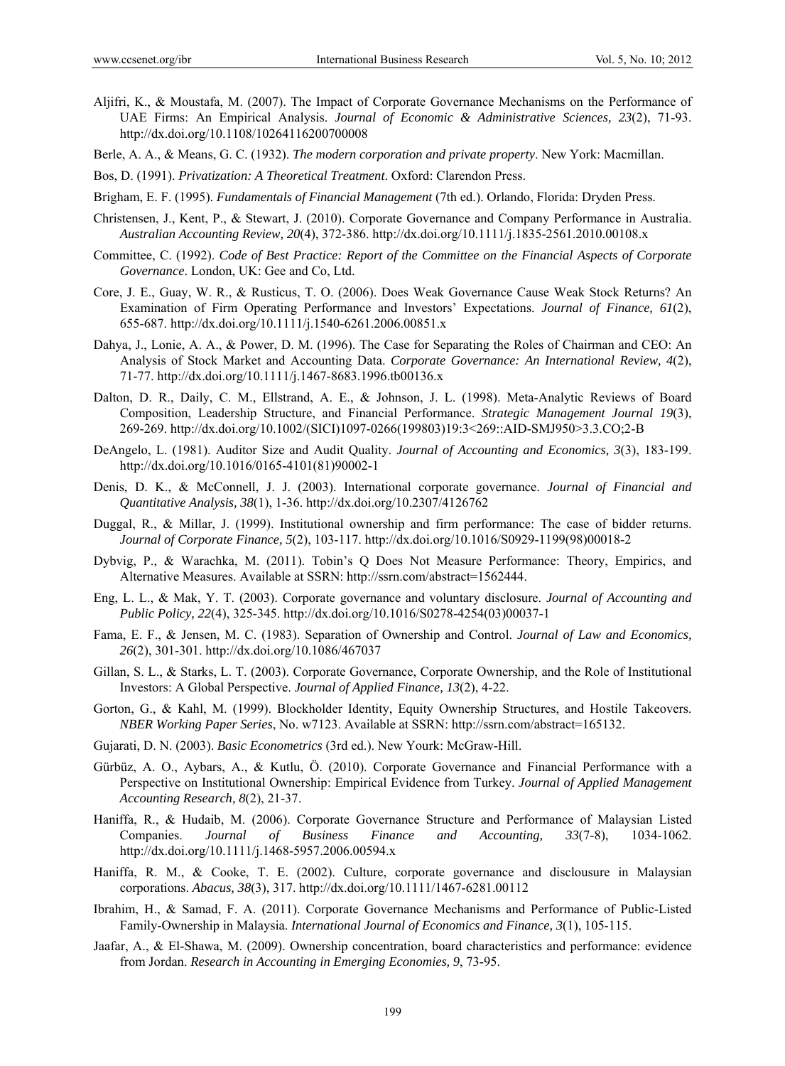Aljifri, K., & Moustafa, M. (2007). The Impact of Corporate Governance Mechanisms on the Performance of UAE Firms: An Empirical Analysis. *Journal of Economic & Administrative Sciences, 23*(2), 71-93. http://dx.doi.org/10.1108/10264116200700008

Berle, A. A., & Means, G. C. (1932). *The modern corporation and private property*. New York: Macmillan.

Bos, D. (1991). *Privatization: A Theoretical Treatment*. Oxford: Clarendon Press.

Brigham, E. F. (1995). *Fundamentals of Financial Management* (7th ed.). Orlando, Florida: Dryden Press.

Christensen, J., Kent, P., & Stewart, J. (2010). Corporate Governance and Company Performance in Australia. *Australian Accounting Review, 20*(4), 372-386. http://dx.doi.org/10.1111/j.1835-2561.2010.00108.x

Committee, C. (1992). *Code of Best Practice: Report of the Committee on the Financial Aspects of Corporate Governance*. London, UK: Gee and Co, Ltd.

Core, J. E., Guay, W. R., & Rusticus, T. O. (2006). Does Weak Governance Cause Weak Stock Returns? An Examination of Firm Operating Performance and Investors' Expectations. *Journal of Finance, 61*(2), 655-687. http://dx.doi.org/10.1111/j.1540-6261.2006.00851.x

Dahya, J., Lonie, A. A., & Power, D. M. (1996). The Case for Separating the Roles of Chairman and CEO: An Analysis of Stock Market and Accounting Data. *Corporate Governance: An International Review, 4*(2), 71-77. http://dx.doi.org/10.1111/j.1467-8683.1996.tb00136.x

Dalton, D. R., Daily, C. M., Ellstrand, A. E., & Johnson, J. L. (1998). Meta-Analytic Reviews of Board Composition, Leadership Structure, and Financial Performance. *Strategic Management Journal 19*(3), 269-269. http://dx.doi.org/10.1002/(SICI)1097-0266(199803)19:3<269::AID-SMJ950>3.3.CO;2-B

DeAngelo, L. (1981). Auditor Size and Audit Quality. *Journal of Accounting and Economics, 3*(3), 183-199. http://dx.doi.org/10.1016/0165-4101(81)90002-1

Denis, D. K., & McConnell, J. J. (2003). International corporate governance. *Journal of Financial and Quantitative Analysis, 38*(1), 1-36. http://dx.doi.org/10.2307/4126762

Duggal, R., & Millar, J. (1999). Institutional ownership and firm performance: The case of bidder returns. *Journal of Corporate Finance, 5*(2), 103-117. http://dx.doi.org/10.1016/S0929-1199(98)00018-2

Dybvig, P., & Warachka, M. (2011). Tobin's Q Does Not Measure Performance: Theory, Empirics, and Alternative Measures. Available at SSRN: http://ssrn.com/abstract=1562444.

Eng, L. L., & Mak, Y. T. (2003). Corporate governance and voluntary disclosure. *Journal of Accounting and Public Policy, 22*(4), 325-345. http://dx.doi.org/10.1016/S0278-4254(03)00037-1

Fama, E. F., & Jensen, M. C. (1983). Separation of Ownership and Control. *Journal of Law and Economics, 26*(2), 301-301. http://dx.doi.org/10.1086/467037

Gillan, S. L., & Starks, L. T. (2003). Corporate Governance, Corporate Ownership, and the Role of Institutional Investors: A Global Perspective. *Journal of Applied Finance, 13*(2), 4-22.

Gorton, G., & Kahl, M. (1999). Blockholder Identity, Equity Ownership Structures, and Hostile Takeovers. *NBER Working Paper Series*, No. w7123. Available at SSRN: http://ssrn.com/abstract=165132.

Gujarati, D. N. (2003). *Basic Econometrics* (3rd ed.). New Yourk: McGraw-Hill.

Gürbüz, A. O., Aybars, A., & Kutlu, Ö. (2010). Corporate Governance and Financial Performance with a Perspective on Institutional Ownership: Empirical Evidence from Turkey. *Journal of Applied Management Accounting Research, 8*(2), 21-37.

Haniffa, R., & Hudaib, M. (2006). Corporate Governance Structure and Performance of Malaysian Listed Companies. *Journal of Business Finance and Accounting, 33*(7-8), 1034-1062. http://dx.doi.org/10.1111/j.1468-5957.2006.00594.x

Haniffa, R. M., & Cooke, T. E. (2002). Culture, corporate governance and disclousure in Malaysian corporations. *Abacus, 38*(3), 317. http://dx.doi.org/10.1111/1467-6281.00112

Ibrahim, H., & Samad, F. A. (2011). Corporate Governance Mechanisms and Performance of Public-Listed Family-Ownership in Malaysia. *International Journal of Economics and Finance, 3*(1), 105-115.

Jaafar, A., & El-Shawa, M. (2009). Ownership concentration, board characteristics and performance: evidence from Jordan. *Research in Accounting in Emerging Economies, 9*, 73-95.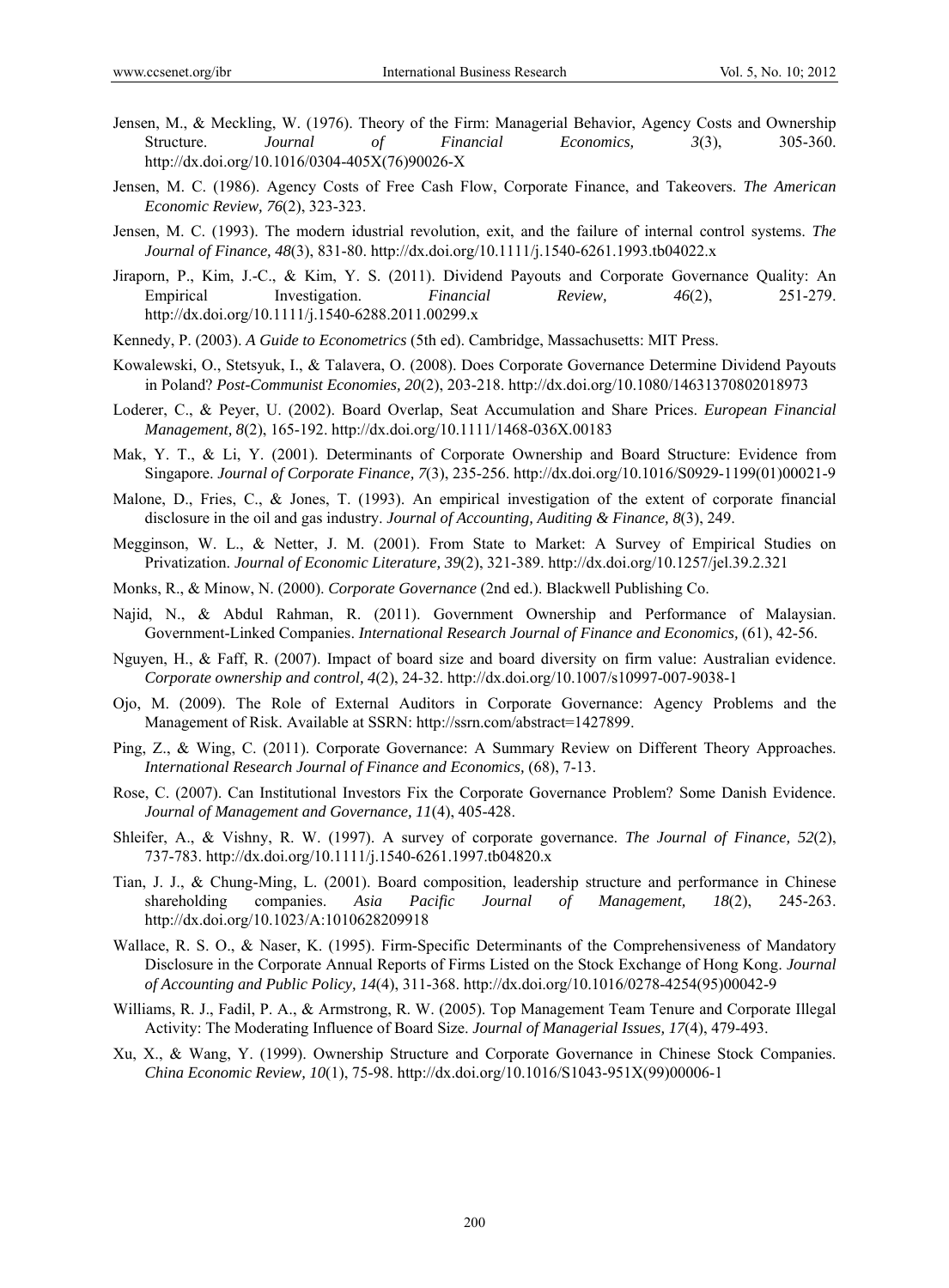Jensen, M., & Meckling, W. (1976). Theory of the Firm: Managerial Behavior, Agency Costs and Ownership Structure. *Journal of Financial Economics, 3*(3), 305-360. http://dx.doi.org/10.1016/0304-405X(76)90026-X

Jensen, M. C. (1986). Agency Costs of Free Cash Flow, Corporate Finance, and Takeovers. *The American Economic Review, 76*(2), 323-323.

Jensen, M. C. (1993). The modern idustrial revolution, exit, and the failure of internal control systems. *The Journal of Finance, 48*(3), 831-80. http://dx.doi.org/10.1111/j.1540-6261.1993.tb04022.x

Jiraporn, P., Kim, J.-C., & Kim, Y. S. (2011). Dividend Payouts and Corporate Governance Quality: An Empirical Investigation. *Financial Review, 46*(2), 251-279. http://dx.doi.org/10.1111/j.1540-6288.2011.00299.x

Kennedy, P. (2003). *A Guide to Econometrics* (5th ed). Cambridge, Massachusetts: MIT Press.

Kowalewski, O., Stetsyuk, I., & Talavera, O. (2008). Does Corporate Governance Determine Dividend Payouts in Poland? *Post-Communist Economies, 20*(2), 203-218. http://dx.doi.org/10.1080/14631370802018973

Loderer, C., & Peyer, U. (2002). Board Overlap, Seat Accumulation and Share Prices. *European Financial Management, 8*(2), 165-192. http://dx.doi.org/10.1111/1468-036X.00183

Mak, Y. T., & Li, Y. (2001). Determinants of Corporate Ownership and Board Structure: Evidence from Singapore. *Journal of Corporate Finance, 7*(3), 235-256. http://dx.doi.org/10.1016/S0929-1199(01)00021-9

Malone, D., Fries, C., & Jones, T. (1993). An empirical investigation of the extent of corporate financial disclosure in the oil and gas industry. *Journal of Accounting, Auditing & Finance, 8*(3), 249.

Megginson, W. L., & Netter, J. M. (2001). From State to Market: A Survey of Empirical Studies on Privatization. *Journal of Economic Literature, 39*(2), 321-389. http://dx.doi.org/10.1257/jel.39.2.321

Monks, R., & Minow, N. (2000). *Corporate Governance* (2nd ed.). Blackwell Publishing Co.

Najid, N., & Abdul Rahman, R. (2011). Government Ownership and Performance of Malaysian. Government-Linked Companies. *International Research Journal of Finance and Economics,* (61), 42-56.

Nguyen, H., & Faff, R. (2007). Impact of board size and board diversity on firm value: Australian evidence. *Corporate ownership and control, 4*(2), 24-32. http://dx.doi.org/10.1007/s10997-007-9038-1

Ojo, M. (2009). The Role of External Auditors in Corporate Governance: Agency Problems and the Management of Risk. Available at SSRN: http://ssrn.com/abstract=1427899.

Ping, Z., & Wing, C. (2011). Corporate Governance: A Summary Review on Different Theory Approaches. *International Research Journal of Finance and Economics,* (68), 7-13.

Rose, C. (2007). Can Institutional Investors Fix the Corporate Governance Problem? Some Danish Evidence. *Journal of Management and Governance, 11*(4), 405-428.

Shleifer, A., & Vishny, R. W. (1997). A survey of corporate governance. *The Journal of Finance, 52*(2), 737-783. http://dx.doi.org/10.1111/j.1540-6261.1997.tb04820.x

Tian, J. J., & Chung-Ming, L. (2001). Board composition, leadership structure and performance in Chinese shareholding companies. *Asia Pacific Journal of Management, 18*(2), 245-263. http://dx.doi.org/10.1023/A:1010628209918

Wallace, R. S. O., & Naser, K. (1995). Firm-Specific Determinants of the Comprehensiveness of Mandatory Disclosure in the Corporate Annual Reports of Firms Listed on the Stock Exchange of Hong Kong. *Journal of Accounting and Public Policy, 14*(4), 311-368. http://dx.doi.org/10.1016/0278-4254(95)00042-9

Williams, R. J., Fadil, P. A., & Armstrong, R. W. (2005). Top Management Team Tenure and Corporate Illegal Activity: The Moderating Influence of Board Size. *Journal of Managerial Issues, 17*(4), 479-493.

Xu, X., & Wang, Y. (1999). Ownership Structure and Corporate Governance in Chinese Stock Companies. *China Economic Review, 10*(1), 75-98. http://dx.doi.org/10.1016/S1043-951X(99)00006-1